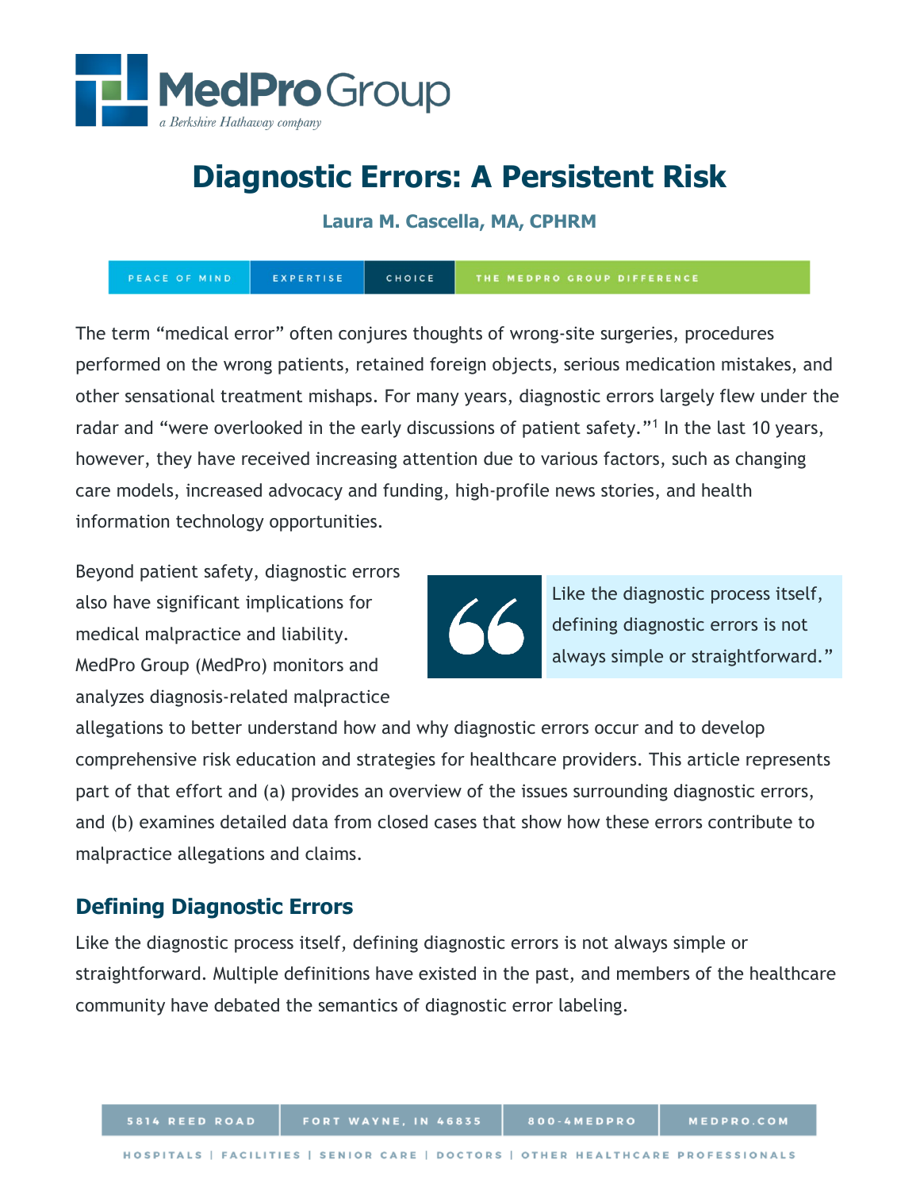# Diagnostic Errors: A Persistent Risk

**Laura M. Cascella, MA, CPHRM**

PEACE OF MIND | EXPERTISE | CHOICE | THE MEDPRO GROUP DIFFERENCE

The term "medical error" often conjures thoughts of wrong-site surgeries, procedures performed on the wrong patients, retained foreign objects, serious medication mistakes, and other sensational treatment mishaps. For many years, diagnostic errors largely flew under the radar and "were overlooked in the early discussions of patient safety."[1] In the last 10 years, however, they have received increasing attention due to various factors, such as changing care models, increased advocacy and funding, high-profile news stories, and health information technology opportunities.

Beyond patient safety, diagnostic errors also have significant implications for medical malpractice and liability. MedPro Group (MedPro) monitors and analyzes diagnosis-related malpractice allegations to better understand how and why diagnostic errors occur and to develop comprehensive risk education and strategies for healthcare providers. This article represents part of that effort and (a) provides an overview of the issues surrounding diagnostic errors, and (b) examines detailed data from closed cases that show how these errors contribute to malpractice allegations and claims.

> Like the diagnostic process itself, defining diagnostic errors is not always simple or straightforward."

## Defining Diagnostic Errors

Like the diagnostic process itself, defining diagnostic errors is not always simple or straightforward. Multiple definitions have existed in the past, and members of the healthcare community have debated the semantics of diagnostic error labeling.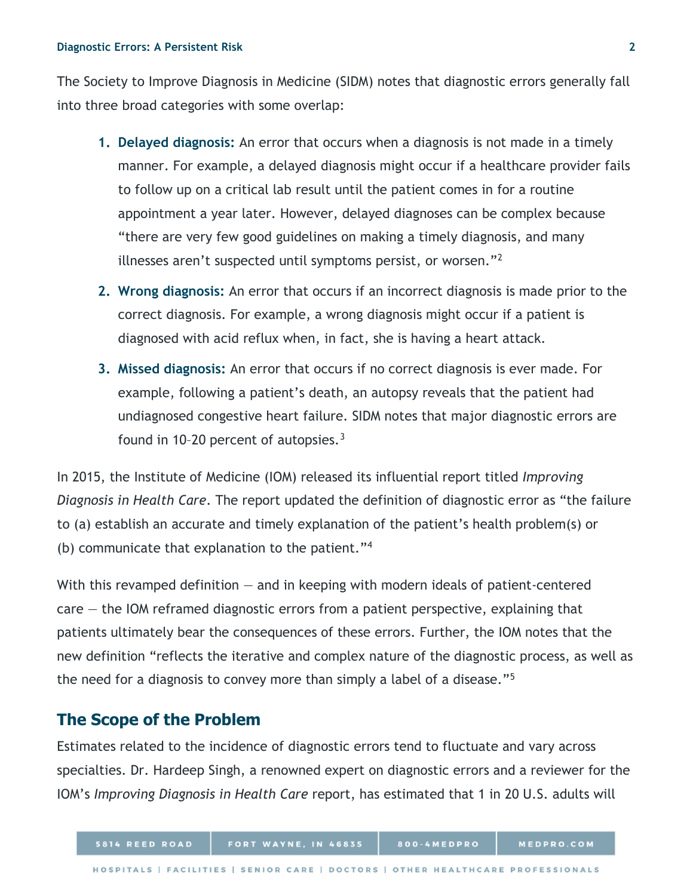The Society to Improve Diagnosis in Medicine (SIDM) notes that diagnostic errors generally fall into three broad categories with some overlap:

1. **Delayed diagnosis:** An error that occurs when a diagnosis is not made in a timely manner. For example, a delayed diagnosis might occur if a healthcare provider fails to follow up on a critical lab result until the patient comes in for a routine appointment a year later. However, delayed diagnoses can be complex because "there are very few good guidelines on making a timely diagnosis, and many illnesses aren't suspected until symptoms persist, or worsen."[2]
2. **Wrong diagnosis:** An error that occurs if an incorrect diagnosis is made prior to the correct diagnosis. For example, a wrong diagnosis might occur if a patient is diagnosed with acid reflux when, in fact, she is having a heart attack.
3. **Missed diagnosis:** An error that occurs if no correct diagnosis is ever made. For example, following a patient's death, an autopsy reveals that the patient had undiagnosed congestive heart failure. SIDM notes that major diagnostic errors are found in 10–20 percent of autopsies.[3]

In 2015, the Institute of Medicine (IOM) released its influential report titled *Improving Diagnosis in Health Care*. The report updated the definition of diagnostic error as "the failure to (a) establish an accurate and timely explanation of the patient's health problem(s) or (b) communicate that explanation to the patient."[4]

With this revamped definition — and in keeping with modern ideals of patient-centered care — the IOM reframed diagnostic errors from a patient perspective, explaining that patients ultimately bear the consequences of these errors. Further, the IOM notes that the new definition "reflects the iterative and complex nature of the diagnostic process, as well as the need for a diagnosis to convey more than simply a label of a disease."[5]

## The Scope of the Problem

Estimates related to the incidence of diagnostic errors tend to fluctuate and vary across specialties. Dr. Hardeep Singh, a renowned expert on diagnostic errors and a reviewer for the IOM's *Improving Diagnosis in Health Care* report, has estimated that 1 in 20 U.S. adults will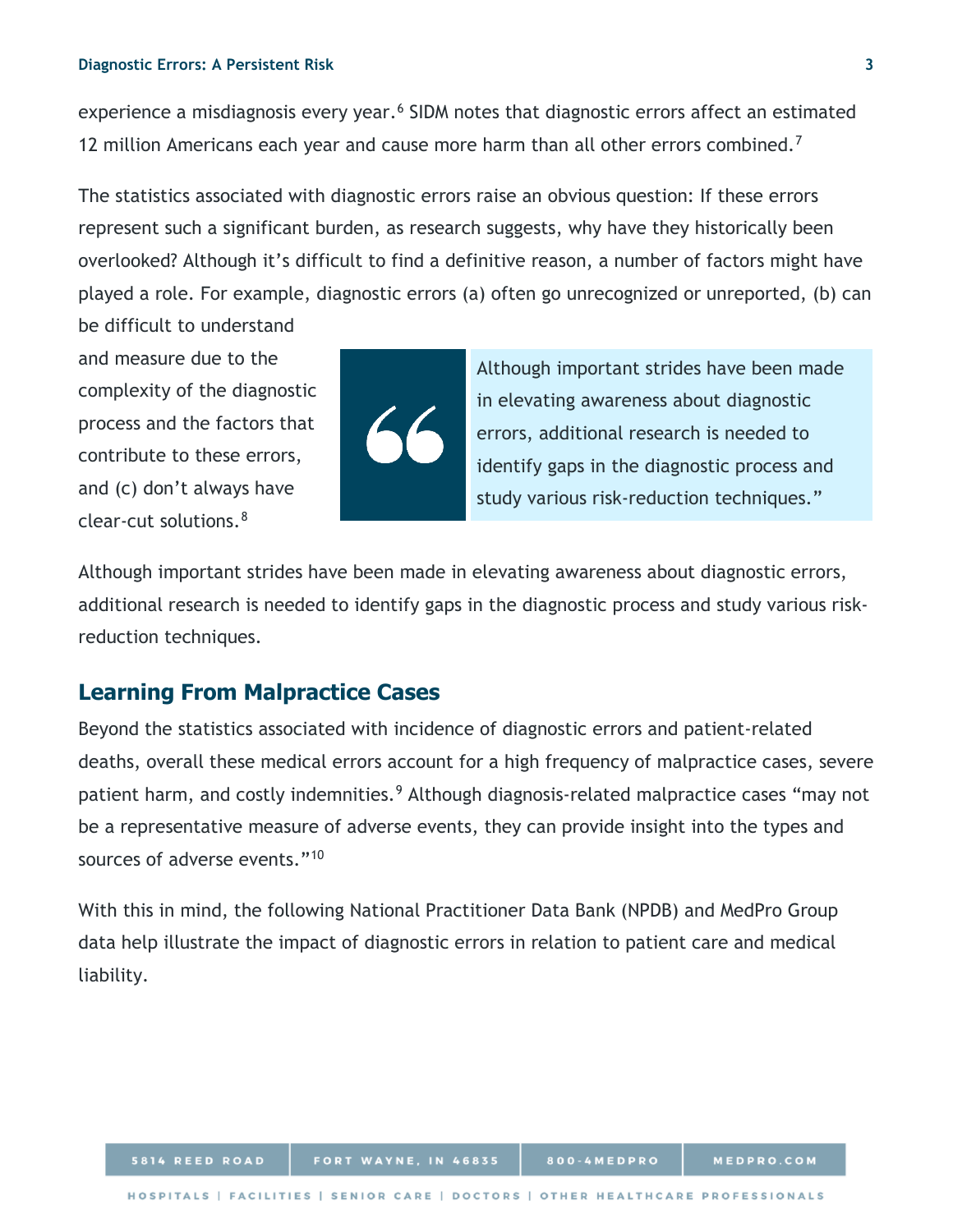experience a misdiagnosis every year.[6] SIDM notes that diagnostic errors affect an estimated 12 million Americans each year and cause more harm than all other errors combined.[7]

The statistics associated with diagnostic errors raise an obvious question: If these errors represent such a significant burden, as research suggests, why have they historically been overlooked? Although it's difficult to find a definitive reason, a number of factors might have played a role. For example, diagnostic errors (a) often go unrecognized or unreported, (b) can be difficult to understand and measure due to the complexity of the diagnostic process and the factors that contribute to these errors, and (c) don't always have clear-cut solutions.[8]

> Although important strides have been made in elevating awareness about diagnostic errors, additional research is needed to identify gaps in the diagnostic process and study various risk-reduction techniques."

Although important strides have been made in elevating awareness about diagnostic errors, additional research is needed to identify gaps in the diagnostic process and study various risk-reduction techniques.

## Learning From Malpractice Cases

Beyond the statistics associated with incidence of diagnostic errors and patient-related deaths, overall these medical errors account for a high frequency of malpractice cases, severe patient harm, and costly indemnities.[9] Although diagnosis-related malpractice cases "may not be a representative measure of adverse events, they can provide insight into the types and sources of adverse events."[10]

With this in mind, the following National Practitioner Data Bank (NPDB) and MedPro Group data help illustrate the impact of diagnostic errors in relation to patient care and medical liability.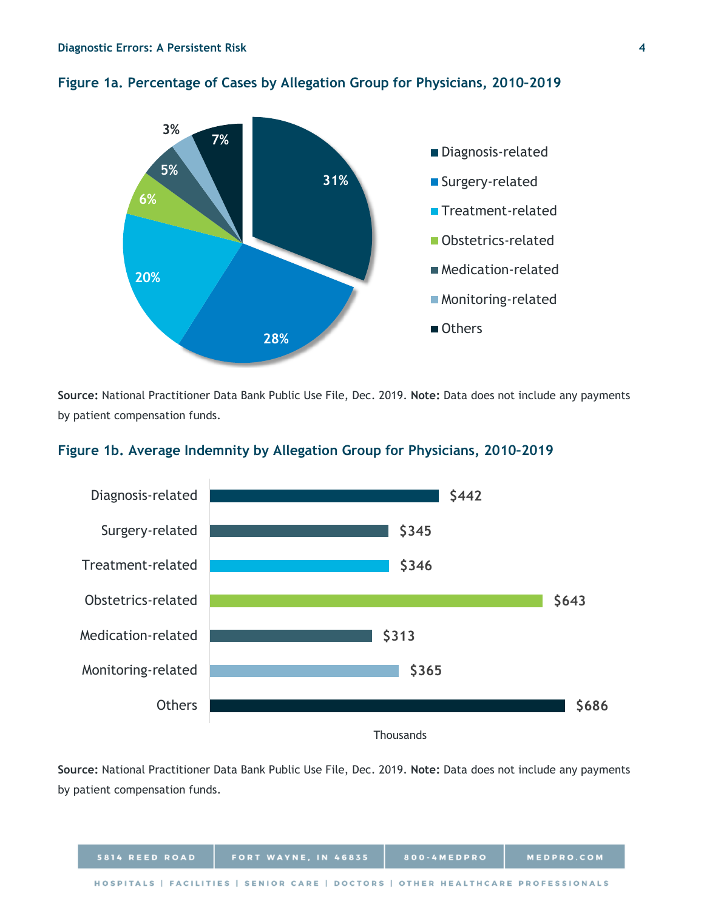### Figure 1a. Percentage of Cases by Allegation Group for Physicians, 2010–2019

| Allegation Group | Percentage |
| --- | --- |
| Diagnosis-related | 31% |
| Surgery-related | 28% |
| Treatment-related | 20% |
| Obstetrics-related | 6% |
| Medication-related | 5% |
| Monitoring-related | 3% |
| Others | 7% |

**Source:** National Practitioner Data Bank Public Use File, Dec. 2019. **Note:** Data does not include any payments by patient compensation funds.

### Figure 1b. Average Indemnity by Allegation Group for Physicians, 2010–2019

| Allegation Group | Average Indemnity (Thousands) |
| --- | --- |
| Diagnosis-related | $442 |
| Surgery-related | $345 |
| Treatment-related | $346 |
| Obstetrics-related | $643 |
| Medication-related | $313 |
| Monitoring-related | $365 |
| Others | $686 |

**Source:** National Practitioner Data Bank Public Use File, Dec. 2019. **Note:** Data does not include any payments by patient compensation funds.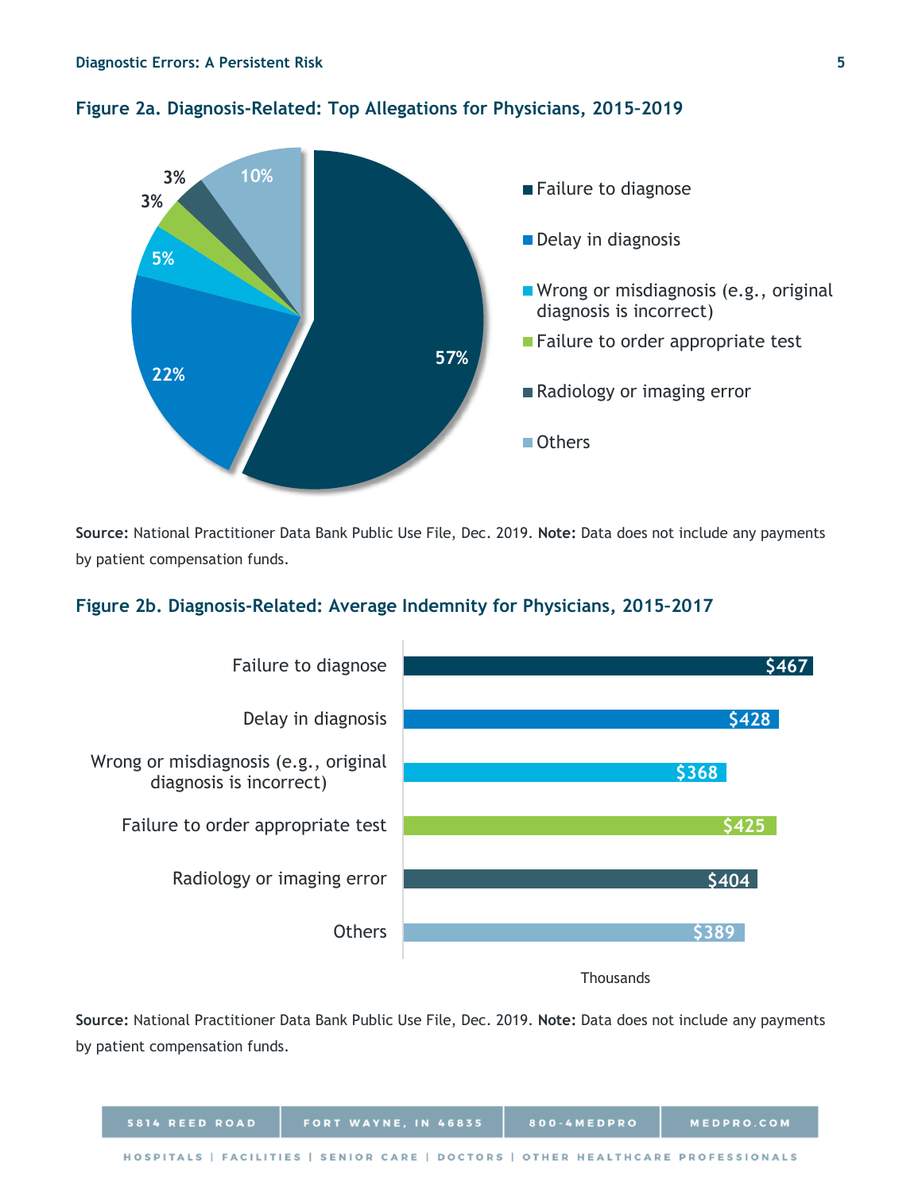### Figure 2a. Diagnosis-Related: Top Allegations for Physicians, 2015-2019

| Allegation | Percentage |
| --- | --- |
| Failure to diagnose | 57% |
| Delay in diagnosis | 22% |
| Wrong or misdiagnosis (e.g., original diagnosis is incorrect) | 5% |
| Failure to order appropriate test | 3% |
| Radiology or imaging error | 3% |
| Others | 10% |

**Source:** National Practitioner Data Bank Public Use File, Dec. 2019. **Note:** Data does not include any payments by patient compensation funds.

### Figure 2b. Diagnosis-Related: Average Indemnity for Physicians, 2015-2017

| Allegation | Average Indemnity (Thousands) |
| --- | --- |
| Failure to diagnose | $467 |
| Delay in diagnosis | $428 |
| Wrong or misdiagnosis (e.g., original diagnosis is incorrect) | $368 |
| Failure to order appropriate test | $425 |
| Radiology or imaging error | $404 |
| Others | $389 |

**Source:** National Practitioner Data Bank Public Use File, Dec. 2019. **Note:** Data does not include any payments by patient compensation funds.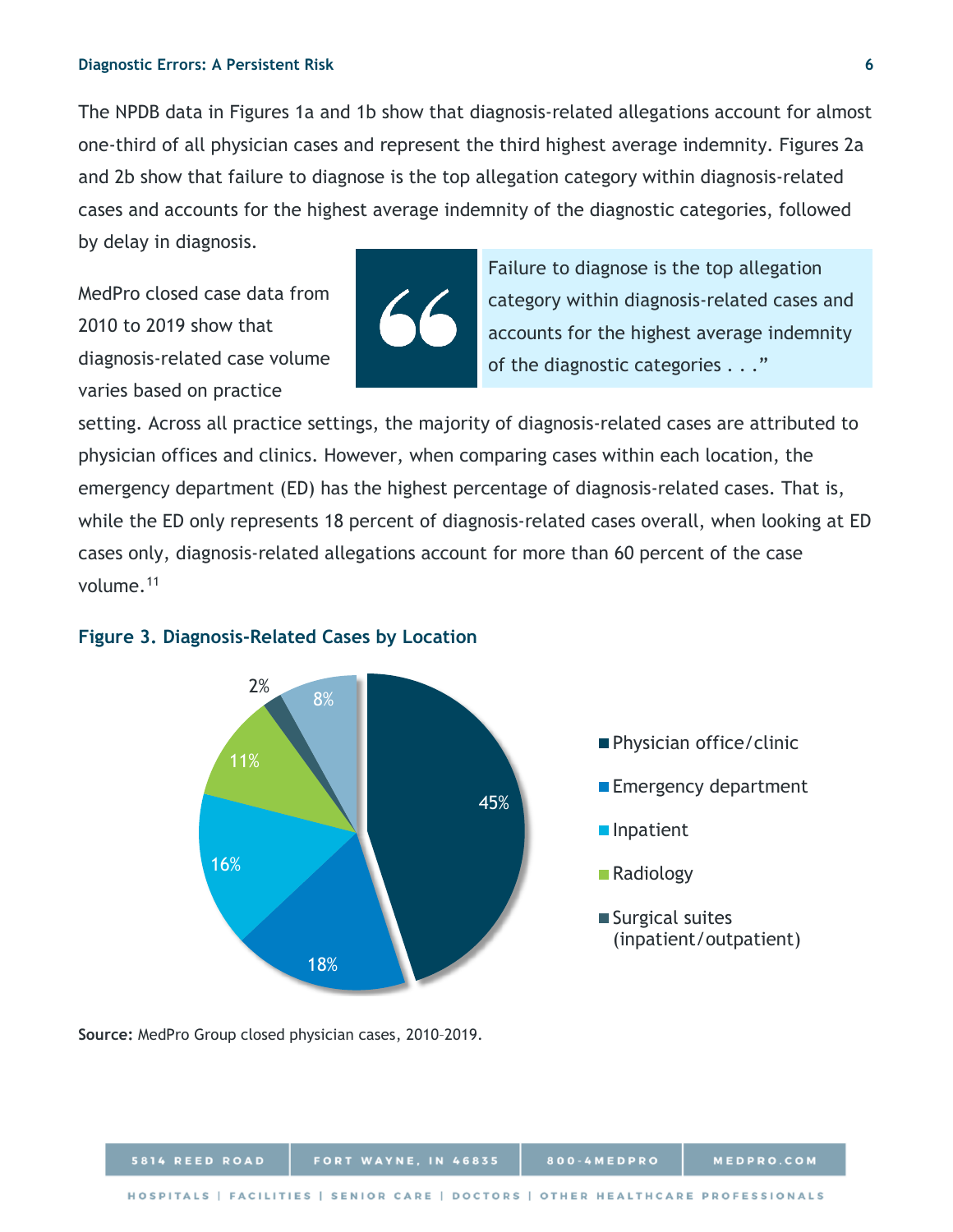The NPDB data in Figures 1a and 1b show that diagnosis-related allegations account for almost one-third of all physician cases and represent the third highest average indemnity. Figures 2a and 2b show that failure to diagnose is the top allegation category within diagnosis-related cases and accounts for the highest average indemnity of the diagnostic categories, followed by delay in diagnosis.

> "Failure to diagnose is the top allegation category within diagnosis-related cases and accounts for the highest average indemnity of the diagnostic categories . . ."

MedPro closed case data from 2010 to 2019 show that diagnosis-related case volume varies based on practice setting. Across all practice settings, the majority of diagnosis-related cases are attributed to physician offices and clinics. However, when comparing cases within each location, the emergency department (ED) has the highest percentage of diagnosis-related cases. That is, while the ED only represents 18 percent of diagnosis-related cases overall, when looking at ED cases only, diagnosis-related allegations account for more than 60 percent of the case volume.[11]

**Figure 3. Diagnosis-Related Cases by Location**

| Location | Percentage |
|---|---|
| Physician office/clinic | 45% |
| Emergency department | 18% |
| Inpatient | 16% |
| Radiology | 11% |
| Surgical suites (inpatient/outpatient) | 2% |
| (unlabeled) | 8% |

**Source:** MedPro Group closed physician cases, 2010–2019.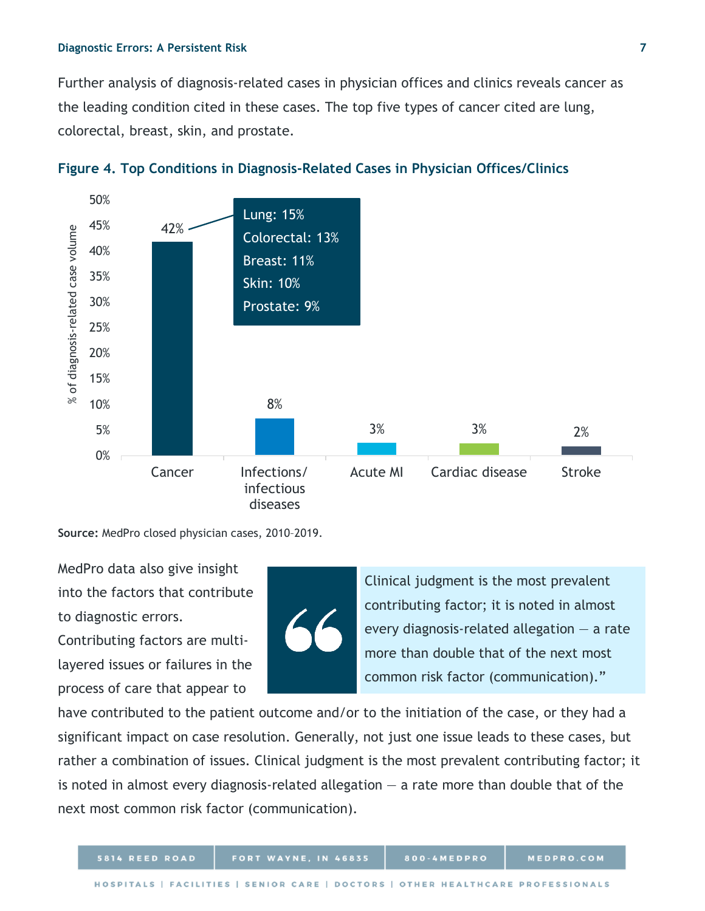Further analysis of diagnosis-related cases in physician offices and clinics reveals cancer as the leading condition cited in these cases. The top five types of cancer cited are lung, colorectal, breast, skin, and prostate.

**Figure 4. Top Conditions in Diagnosis-Related Cases in Physician Offices/Clinics**

| Condition | % of diagnosis-related case volume |
|---|---|
| Cancer | 42% |
| Infections/infectious diseases | 8% |
| Acute MI | 3% |
| Cardiac disease | 3% |
| Stroke | 2% |

Cancer breakdown:
- Lung: 15%
- Colorectal: 13%
- Breast: 11%
- Skin: 10%
- Prostate: 9%

**Source:** MedPro closed physician cases, 2010–2019.

> Clinical judgment is the most prevalent contributing factor; it is noted in almost every diagnosis-related allegation — a rate more than double that of the next most common risk factor (communication)."

MedPro data also give insight into the factors that contribute to diagnostic errors. Contributing factors are multi-layered issues or failures in the process of care that appear to have contributed to the patient outcome and/or to the initiation of the case, or they had a significant impact on case resolution. Generally, not just one issue leads to these cases, but rather a combination of issues. Clinical judgment is the most prevalent contributing factor; it is noted in almost every diagnosis-related allegation — a rate more than double that of the next most common risk factor (communication).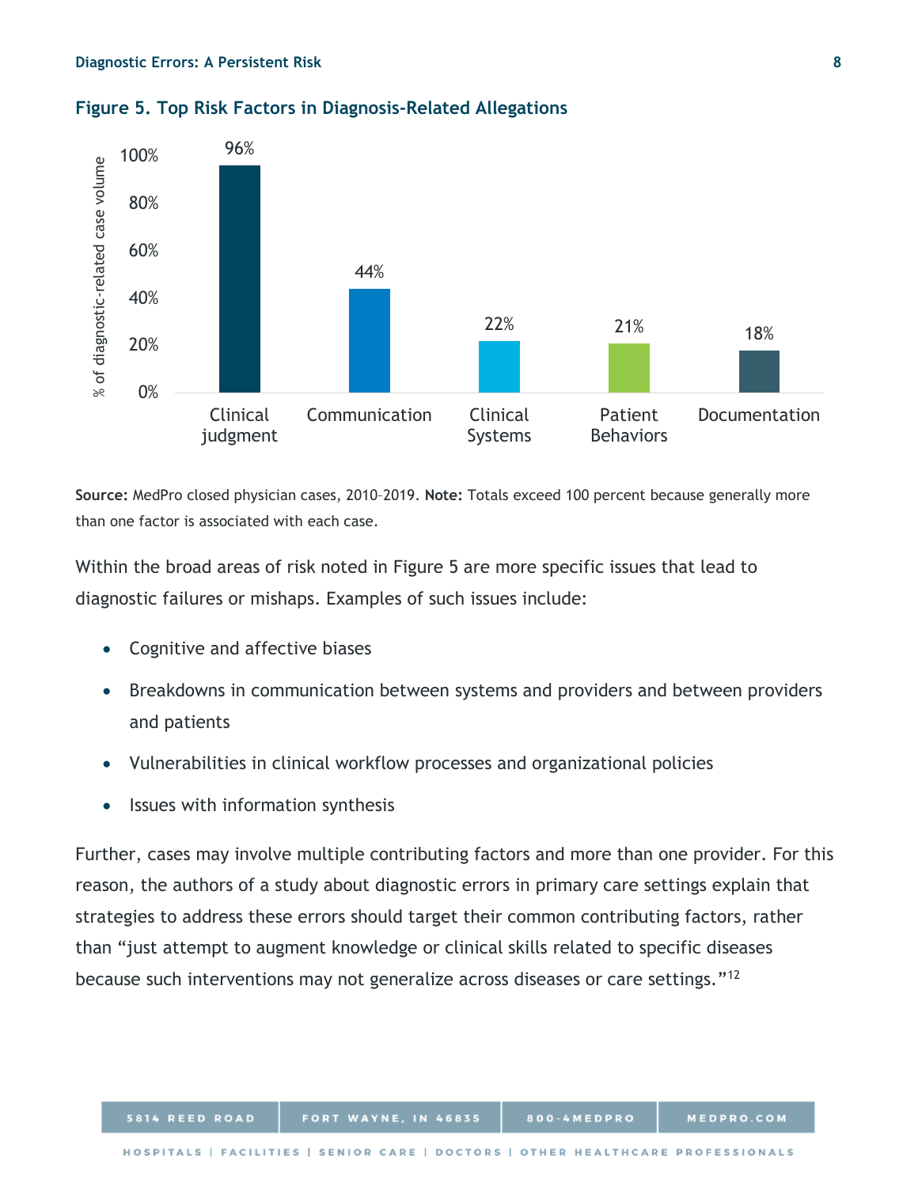**Figure 5. Top Risk Factors in Diagnosis-Related Allegations**

| Risk Factor | % of diagnostic-related case volume |
|---|---|
| Clinical judgment | 96% |
| Communication | 44% |
| Clinical Systems | 22% |
| Patient Behaviors | 21% |
| Documentation | 18% |

**Source:** MedPro closed physician cases, 2010–2019. **Note:** Totals exceed 100 percent because generally more than one factor is associated with each case.

Within the broad areas of risk noted in Figure 5 are more specific issues that lead to diagnostic failures or mishaps. Examples of such issues include:

- Cognitive and affective biases
- Breakdowns in communication between systems and providers and between providers and patients
- Vulnerabilities in clinical workflow processes and organizational policies
- Issues with information synthesis

Further, cases may involve multiple contributing factors and more than one provider. For this reason, the authors of a study about diagnostic errors in primary care settings explain that strategies to address these errors should target their common contributing factors, rather than "just attempt to augment knowledge or clinical skills related to specific diseases because such interventions may not generalize across diseases or care settings."[12]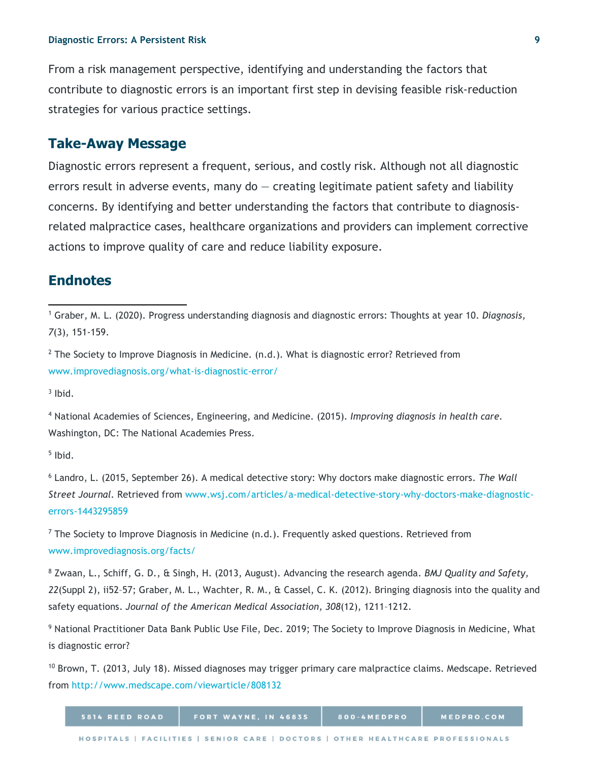From a risk management perspective, identifying and understanding the factors that contribute to diagnostic errors is an important first step in devising feasible risk-reduction strategies for various practice settings.

## Take-Away Message

Diagnostic errors represent a frequent, serious, and costly risk. Although not all diagnostic errors result in adverse events, many do — creating legitimate patient safety and liability concerns. By identifying and better understanding the factors that contribute to diagnosis-related malpractice cases, healthcare organizations and providers can implement corrective actions to improve quality of care and reduce liability exposure.

## Endnotes

[1] Graber, M. L. (2020). Progress understanding diagnosis and diagnostic errors: Thoughts at year 10. *Diagnosis, 7*(3), 151-159.

[2] The Society to Improve Diagnosis in Medicine. (n.d.). What is diagnostic error? Retrieved from www.improvediagnosis.org/what-is-diagnostic-error/

[3] Ibid.

[4] National Academies of Sciences, Engineering, and Medicine. (2015). *Improving diagnosis in health care*. Washington, DC: The National Academies Press.

[5] Ibid.

[6] Landro, L. (2015, September 26). A medical detective story: Why doctors make diagnostic errors. *The Wall Street Journal*. Retrieved from www.wsj.com/articles/a-medical-detective-story-why-doctors-make-diagnostic-errors-1443295859

[7] The Society to Improve Diagnosis in Medicine (n.d.). Frequently asked questions. Retrieved from www.improvediagnosis.org/facts/

[8] Zwaan, L., Schiff, G. D., & Singh, H. (2013, August). Advancing the research agenda. *BMJ Quality and Safety, 22*(Suppl 2), ii52–57; Graber, M. L., Wachter, R. M., & Cassel, C. K. (2012). Bringing diagnosis into the quality and safety equations. *Journal of the American Medical Association, 308*(12), 1211–1212.

[9] National Practitioner Data Bank Public Use File, Dec. 2019; The Society to Improve Diagnosis in Medicine, What is diagnostic error?

[10] Brown, T. (2013, July 18). Missed diagnoses may trigger primary care malpractice claims. Medscape. Retrieved from http://www.medscape.com/viewarticle/808132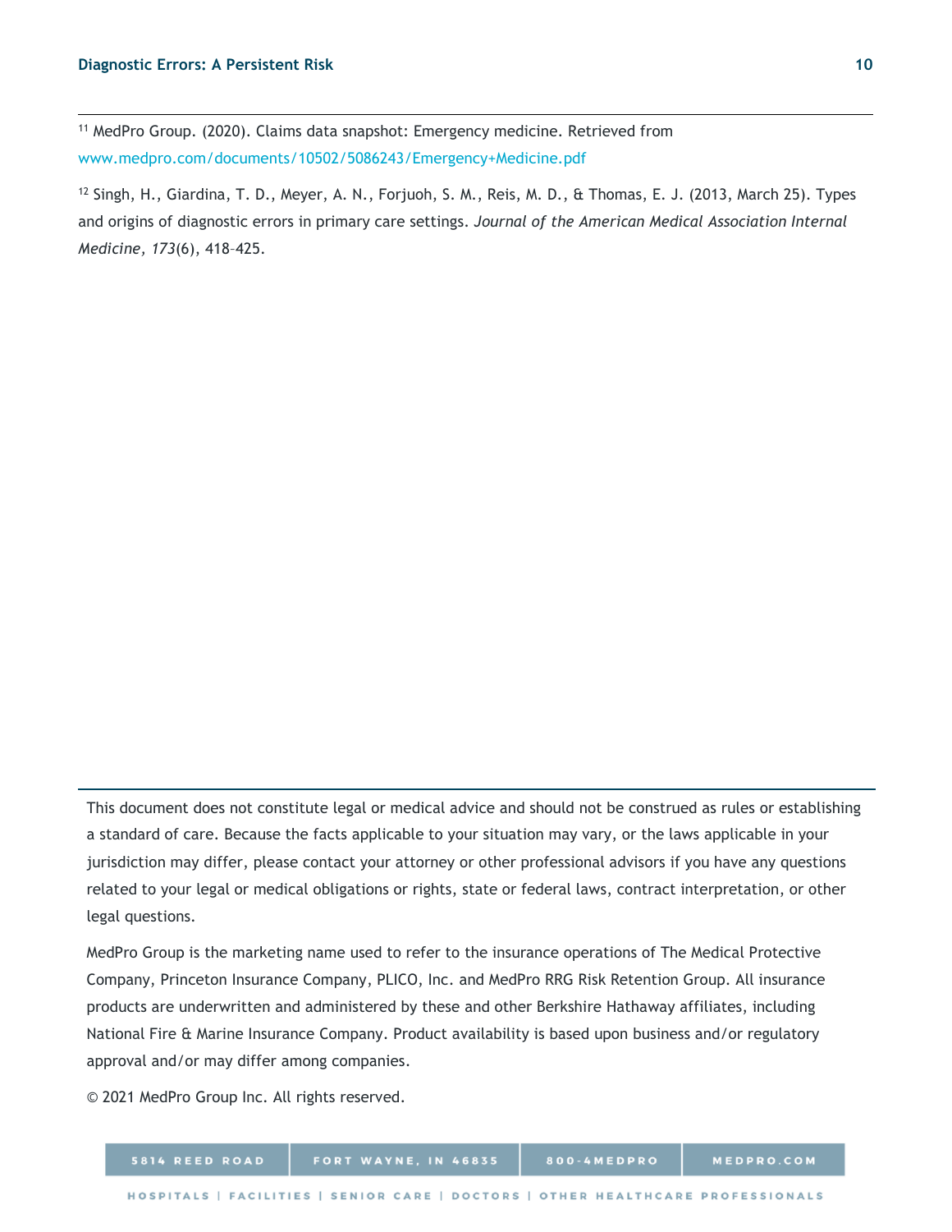[11] MedPro Group. (2020). Claims data snapshot: Emergency medicine. Retrieved from www.medpro.com/documents/10502/5086243/Emergency+Medicine.pdf

[12] Singh, H., Giardina, T. D., Meyer, A. N., Forjuoh, S. M., Reis, M. D., & Thomas, E. J. (2013, March 25). Types and origins of diagnostic errors in primary care settings. *Journal of the American Medical Association Internal Medicine, 173*(6), 418–425.

---

This document does not constitute legal or medical advice and should not be construed as rules or establishing a standard of care. Because the facts applicable to your situation may vary, or the laws applicable in your jurisdiction may differ, please contact your attorney or other professional advisors if you have any questions related to your legal or medical obligations or rights, state or federal laws, contract interpretation, or other legal questions.

MedPro Group is the marketing name used to refer to the insurance operations of The Medical Protective Company, Princeton Insurance Company, PLICO, Inc. and MedPro RRG Risk Retention Group. All insurance products are underwritten and administered by these and other Berkshire Hathaway affiliates, including National Fire & Marine Insurance Company. Product availability is based upon business and/or regulatory approval and/or may differ among companies.

© 2021 MedPro Group Inc. All rights reserved.

5814 REED ROAD | FORT WAYNE, IN 46835 | 800-4MEDPRO | MEDPRO.COM

HOSPITALS | FACILITIES | SENIOR CARE | DOCTORS | OTHER HEALTHCARE PROFESSIONALS